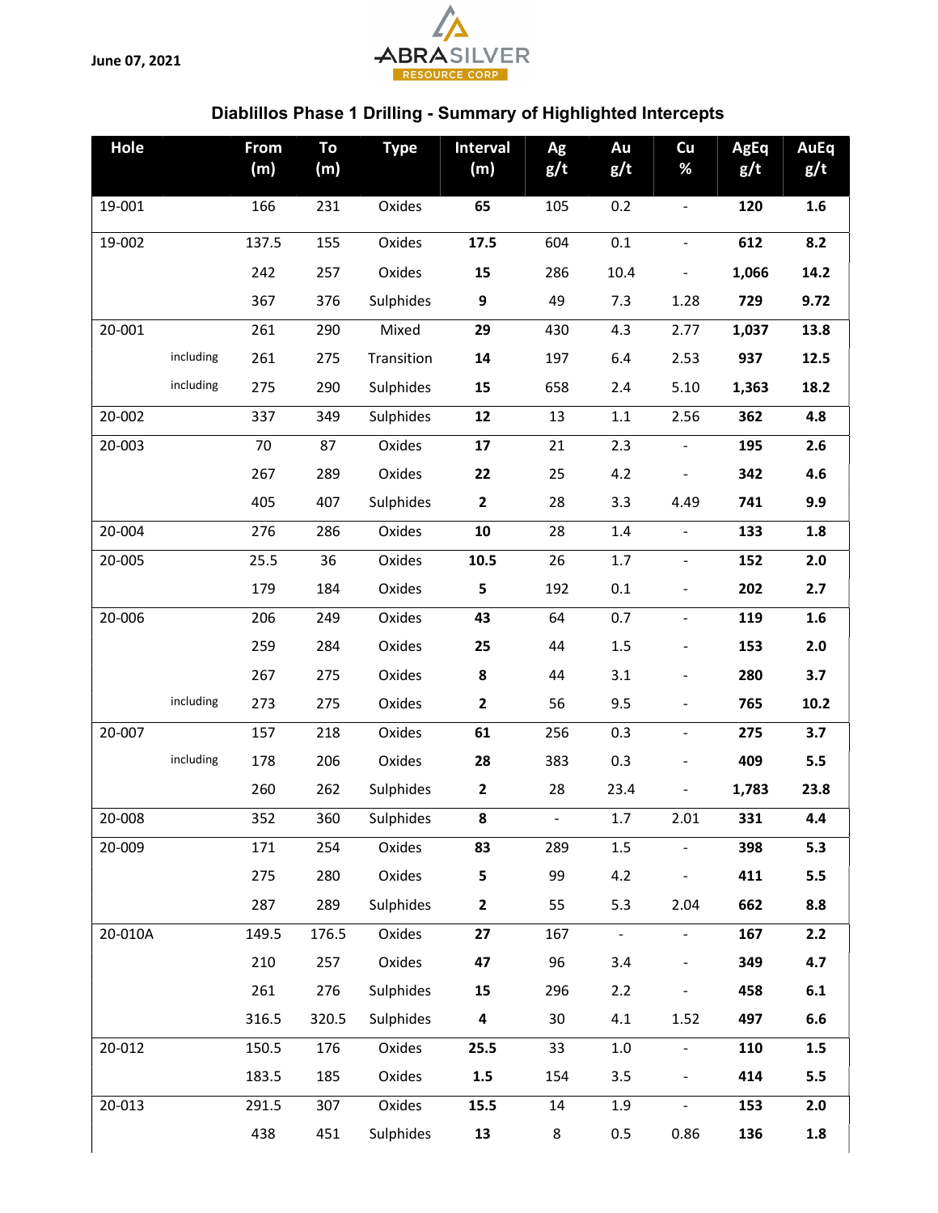June 07, 2021

ABRASILVER RESOURCE CORP

## Diablillos Phase 1 Drilling - Summary of Highlighted Intercepts

| Hole | | From (m) | To (m) | Type | Interval (m) | Ag g/t | Au g/t | Cu % | AgEq g/t | AuEq g/t |
|---|---|---|---|---|---|---|---|---|---|---|
| 19-001 | | 166 | 231 | Oxides | **65** | 105 | 0.2 | - | **120** | **1.6** |
| 19-002 | | 137.5 | 155 | Oxides | **17.5** | 604 | 0.1 | - | **612** | **8.2** |
| | | 242 | 257 | Oxides | **15** | 286 | 10.4 | - | **1,066** | **14.2** |
| | | 367 | 376 | Sulphides | **9** | 49 | 7.3 | 1.28 | **729** | **9.72** |
| 20-001 | | 261 | 290 | Mixed | **29** | 430 | 4.3 | 2.77 | **1,037** | **13.8** |
| | including | 261 | 275 | Transition | **14** | 197 | 6.4 | 2.53 | **937** | **12.5** |
| | including | 275 | 290 | Sulphides | **15** | 658 | 2.4 | 5.10 | **1,363** | **18.2** |
| 20-002 | | 337 | 349 | Sulphides | **12** | 13 | 1.1 | 2.56 | **362** | **4.8** |
| 20-003 | | 70 | 87 | Oxides | **17** | 21 | 2.3 | - | **195** | **2.6** |
| | | 267 | 289 | Oxides | **22** | 25 | 4.2 | - | **342** | **4.6** |
| | | 405 | 407 | Sulphides | **2** | 28 | 3.3 | 4.49 | **741** | **9.9** |
| 20-004 | | 276 | 286 | Oxides | **10** | 28 | 1.4 | - | **133** | **1.8** |
| 20-005 | | 25.5 | 36 | Oxides | **10.5** | 26 | 1.7 | - | **152** | **2.0** |
| | | 179 | 184 | Oxides | **5** | 192 | 0.1 | - | **202** | **2.7** |
| 20-006 | | 206 | 249 | Oxides | **43** | 64 | 0.7 | - | **119** | **1.6** |
| | | 259 | 284 | Oxides | **25** | 44 | 1.5 | - | **153** | **2.0** |
| | | 267 | 275 | Oxides | **8** | 44 | 3.1 | - | **280** | **3.7** |
| | including | 273 | 275 | Oxides | **2** | 56 | 9.5 | - | **765** | **10.2** |
| 20-007 | | 157 | 218 | Oxides | **61** | 256 | 0.3 | - | **275** | **3.7** |
| | including | 178 | 206 | Oxides | **28** | 383 | 0.3 | - | **409** | **5.5** |
| | | 260 | 262 | Sulphides | **2** | 28 | 23.4 | - | **1,783** | **23.8** |
| 20-008 | | 352 | 360 | Sulphides | **8** | - | 1.7 | 2.01 | **331** | **4.4** |
| 20-009 | | 171 | 254 | Oxides | **83** | 289 | 1.5 | - | **398** | **5.3** |
| | | 275 | 280 | Oxides | **5** | 99 | 4.2 | - | **411** | **5.5** |
| | | 287 | 289 | Sulphides | **2** | 55 | 5.3 | 2.04 | **662** | **8.8** |
| 20-010A | | 149.5 | 176.5 | Oxides | **27** | 167 | - | - | **167** | **2.2** |
| | | 210 | 257 | Oxides | **47** | 96 | 3.4 | - | **349** | **4.7** |
| | | 261 | 276 | Sulphides | **15** | 296 | 2.2 | - | **458** | **6.1** |
| | | 316.5 | 320.5 | Sulphides | **4** | 30 | 4.1 | 1.52 | **497** | **6.6** |
| 20-012 | | 150.5 | 176 | Oxides | **25.5** | 33 | 1.0 | - | **110** | **1.5** |
| | | 183.5 | 185 | Oxides | **1.5** | 154 | 3.5 | - | **414** | **5.5** |
| 20-013 | | 291.5 | 307 | Oxides | **15.5** | 14 | 1.9 | - | **153** | **2.0** |
| | | 438 | 451 | Sulphides | **13** | 8 | 0.5 | 0.86 | **136** | **1.8** |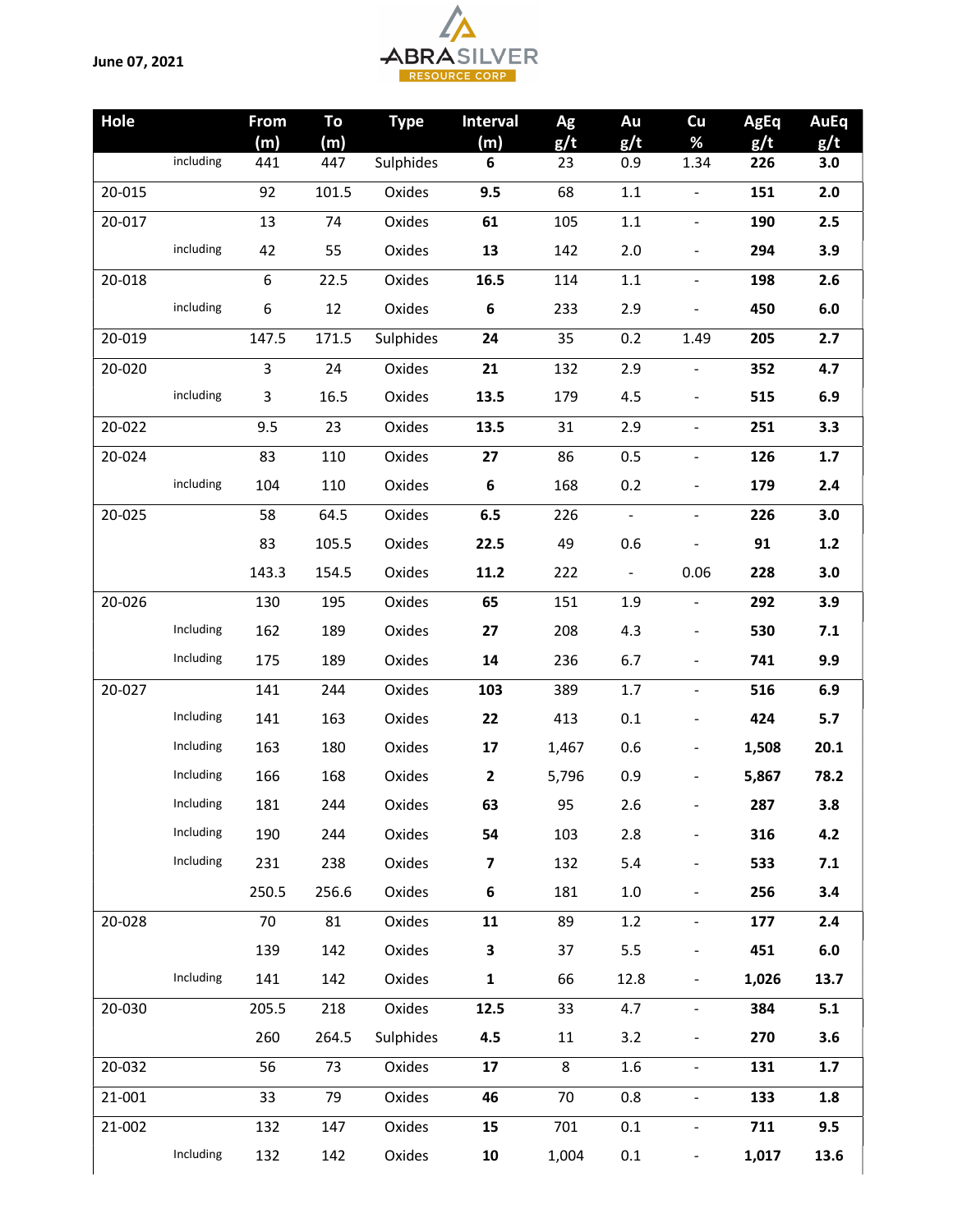June 07, 2021

| Hole | | From (m) | To (m) | Type | Interval (m) | Ag g/t | Au g/t | Cu % | AgEq g/t | AuEq g/t |
|---|---|---|---|---|---|---|---|---|---|---|
| | including | 441 | 447 | Sulphides | **6** | 23 | 0.9 | 1.34 | **226** | **3.0** |
| 20-015 | | 92 | 101.5 | Oxides | **9.5** | 68 | 1.1 | - | **151** | **2.0** |
| 20-017 | | 13 | 74 | Oxides | **61** | 105 | 1.1 | - | **190** | **2.5** |
| | including | 42 | 55 | Oxides | **13** | 142 | 2.0 | - | **294** | **3.9** |
| 20-018 | | 6 | 22.5 | Oxides | **16.5** | 114 | 1.1 | - | **198** | **2.6** |
| | including | 6 | 12 | Oxides | **6** | 233 | 2.9 | - | **450** | **6.0** |
| 20-019 | | 147.5 | 171.5 | Sulphides | **24** | 35 | 0.2 | 1.49 | **205** | **2.7** |
| 20-020 | | 3 | 24 | Oxides | **21** | 132 | 2.9 | - | **352** | **4.7** |
| | including | 3 | 16.5 | Oxides | **13.5** | 179 | 4.5 | - | **515** | **6.9** |
| 20-022 | | 9.5 | 23 | Oxides | **13.5** | 31 | 2.9 | - | **251** | **3.3** |
| 20-024 | | 83 | 110 | Oxides | **27** | 86 | 0.5 | - | **126** | **1.7** |
| | including | 104 | 110 | Oxides | **6** | 168 | 0.2 | - | **179** | **2.4** |
| 20-025 | | 58 | 64.5 | Oxides | **6.5** | 226 | - | - | **226** | **3.0** |
| | | 83 | 105.5 | Oxides | **22.5** | 49 | 0.6 | - | **91** | **1.2** |
| | | 143.3 | 154.5 | Oxides | **11.2** | 222 | - | 0.06 | **228** | **3.0** |
| 20-026 | | 130 | 195 | Oxides | **65** | 151 | 1.9 | - | **292** | **3.9** |
| | Including | 162 | 189 | Oxides | **27** | 208 | 4.3 | - | **530** | **7.1** |
| | Including | 175 | 189 | Oxides | **14** | 236 | 6.7 | - | **741** | **9.9** |
| 20-027 | | 141 | 244 | Oxides | **103** | 389 | 1.7 | - | **516** | **6.9** |
| | Including | 141 | 163 | Oxides | **22** | 413 | 0.1 | - | **424** | **5.7** |
| | Including | 163 | 180 | Oxides | **17** | 1,467 | 0.6 | - | **1,508** | **20.1** |
| | Including | 166 | 168 | Oxides | **2** | 5,796 | 0.9 | - | **5,867** | **78.2** |
| | Including | 181 | 244 | Oxides | **63** | 95 | 2.6 | - | **287** | **3.8** |
| | Including | 190 | 244 | Oxides | **54** | 103 | 2.8 | - | **316** | **4.2** |
| | Including | 231 | 238 | Oxides | **7** | 132 | 5.4 | - | **533** | **7.1** |
| | | 250.5 | 256.6 | Oxides | **6** | 181 | 1.0 | - | **256** | **3.4** |
| 20-028 | | 70 | 81 | Oxides | **11** | 89 | 1.2 | - | **177** | **2.4** |
| | | 139 | 142 | Oxides | **3** | 37 | 5.5 | - | **451** | **6.0** |
| | Including | 141 | 142 | Oxides | **1** | 66 | 12.8 | - | **1,026** | **13.7** |
| 20-030 | | 205.5 | 218 | Oxides | **12.5** | 33 | 4.7 | - | **384** | **5.1** |
| | | 260 | 264.5 | Sulphides | **4.5** | 11 | 3.2 | - | **270** | **3.6** |
| 20-032 | | 56 | 73 | Oxides | **17** | 8 | 1.6 | - | **131** | **1.7** |
| 21-001 | | 33 | 79 | Oxides | **46** | 70 | 0.8 | - | **133** | **1.8** |
| 21-002 | | 132 | 147 | Oxides | **15** | 701 | 0.1 | - | **711** | **9.5** |
| | Including | 132 | 142 | Oxides | **10** | 1,004 | 0.1 | - | **1,017** | **13.6** |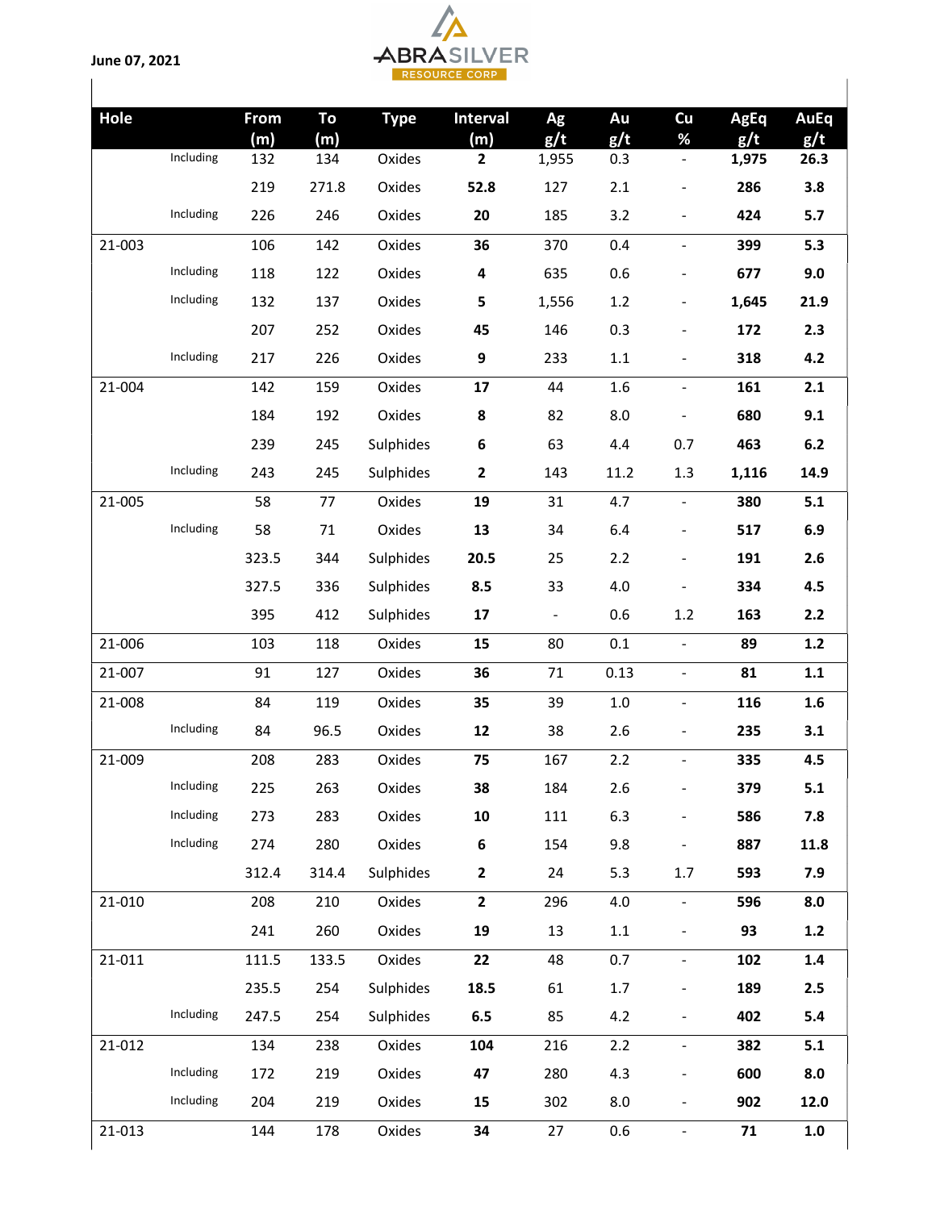June 07, 2021

| Hole | | From (m) | To (m) | Type | Interval (m) | Ag g/t | Au g/t | Cu % | AgEq g/t | AuEq g/t |
|---|---|---|---|---|---|---|---|---|---|---|
| | Including | 132 | 134 | Oxides | **2** | 1,955 | 0.3 | - | **1,975** | **26.3** |
| | | 219 | 271.8 | Oxides | **52.8** | 127 | 2.1 | - | **286** | **3.8** |
| | Including | 226 | 246 | Oxides | **20** | 185 | 3.2 | - | **424** | **5.7** |
| 21-003 | | 106 | 142 | Oxides | **36** | 370 | 0.4 | - | **399** | **5.3** |
| | Including | 118 | 122 | Oxides | **4** | 635 | 0.6 | - | **677** | **9.0** |
| | Including | 132 | 137 | Oxides | **5** | 1,556 | 1.2 | - | **1,645** | **21.9** |
| | | 207 | 252 | Oxides | **45** | 146 | 0.3 | - | **172** | **2.3** |
| | Including | 217 | 226 | Oxides | **9** | 233 | 1.1 | - | **318** | **4.2** |
| 21-004 | | 142 | 159 | Oxides | **17** | 44 | 1.6 | - | **161** | **2.1** |
| | | 184 | 192 | Oxides | **8** | 82 | 8.0 | - | **680** | **9.1** |
| | | 239 | 245 | Sulphides | **6** | 63 | 4.4 | 0.7 | **463** | **6.2** |
| | Including | 243 | 245 | Sulphides | **2** | 143 | 11.2 | 1.3 | **1,116** | **14.9** |
| 21-005 | | 58 | 77 | Oxides | **19** | 31 | 4.7 | - | **380** | **5.1** |
| | Including | 58 | 71 | Oxides | **13** | 34 | 6.4 | - | **517** | **6.9** |
| | | 323.5 | 344 | Sulphides | **20.5** | 25 | 2.2 | - | **191** | **2.6** |
| | | 327.5 | 336 | Sulphides | **8.5** | 33 | 4.0 | - | **334** | **4.5** |
| | | 395 | 412 | Sulphides | **17** | - | 0.6 | 1.2 | **163** | **2.2** |
| 21-006 | | 103 | 118 | Oxides | **15** | 80 | 0.1 | - | **89** | **1.2** |
| 21-007 | | 91 | 127 | Oxides | **36** | 71 | 0.13 | - | **81** | **1.1** |
| 21-008 | | 84 | 119 | Oxides | **35** | 39 | 1.0 | - | **116** | **1.6** |
| | Including | 84 | 96.5 | Oxides | **12** | 38 | 2.6 | - | **235** | **3.1** |
| 21-009 | | 208 | 283 | Oxides | **75** | 167 | 2.2 | - | **335** | **4.5** |
| | Including | 225 | 263 | Oxides | **38** | 184 | 2.6 | - | **379** | **5.1** |
| | Including | 273 | 283 | Oxides | **10** | 111 | 6.3 | - | **586** | **7.8** |
| | Including | 274 | 280 | Oxides | **6** | 154 | 9.8 | - | **887** | **11.8** |
| | | 312.4 | 314.4 | Sulphides | **2** | 24 | 5.3 | 1.7 | **593** | **7.9** |
| 21-010 | | 208 | 210 | Oxides | **2** | 296 | 4.0 | - | **596** | **8.0** |
| | | 241 | 260 | Oxides | **19** | 13 | 1.1 | - | **93** | **1.2** |
| 21-011 | | 111.5 | 133.5 | Oxides | **22** | 48 | 0.7 | - | **102** | **1.4** |
| | | 235.5 | 254 | Sulphides | **18.5** | 61 | 1.7 | - | **189** | **2.5** |
| | Including | 247.5 | 254 | Sulphides | **6.5** | 85 | 4.2 | - | **402** | **5.4** |
| 21-012 | | 134 | 238 | Oxides | **104** | 216 | 2.2 | - | **382** | **5.1** |
| | Including | 172 | 219 | Oxides | **47** | 280 | 4.3 | - | **600** | **8.0** |
| | Including | 204 | 219 | Oxides | **15** | 302 | 8.0 | - | **902** | **12.0** |
| 21-013 | | 144 | 178 | Oxides | **34** | 27 | 0.6 | - | **71** | **1.0** |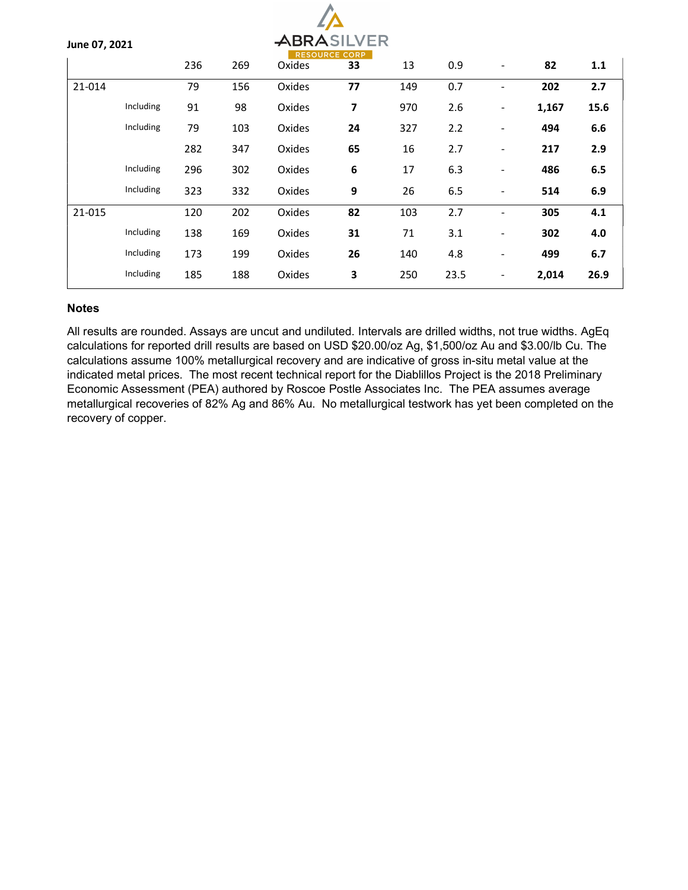| | | | | | | | | | | |
|---|---|---|---|---|---|---|---|---|---|---|
| | | 236 | 269 | Oxides | **33** | 13 | 0.9 | - | **82** | **1.1** |
| 21-014 | | 79 | 156 | Oxides | **77** | 149 | 0.7 | - | **202** | **2.7** |
| | Including | 91 | 98 | Oxides | **7** | 970 | 2.6 | - | **1,167** | **15.6** |
| | Including | 79 | 103 | Oxides | **24** | 327 | 2.2 | - | **494** | **6.6** |
| | | 282 | 347 | Oxides | **65** | 16 | 2.7 | - | **217** | **2.9** |
| | Including | 296 | 302 | Oxides | **6** | 17 | 6.3 | - | **486** | **6.5** |
| | Including | 323 | 332 | Oxides | **9** | 26 | 6.5 | - | **514** | **6.9** |
| 21-015 | | 120 | 202 | Oxides | **82** | 103 | 2.7 | - | **305** | **4.1** |
| | Including | 138 | 169 | Oxides | **31** | 71 | 3.1 | - | **302** | **4.0** |
| | Including | 173 | 199 | Oxides | **26** | 140 | 4.8 | - | **499** | **6.7** |
| | Including | 185 | 188 | Oxides | **3** | 250 | 23.5 | - | **2,014** | **26.9** |

**Notes**

All results are rounded. Assays are uncut and undiluted. Intervals are drilled widths, not true widths. AgEq calculations for reported drill results are based on USD $20.00/oz Ag, $1,500/oz Au and $3.00/lb Cu. The calculations assume 100% metallurgical recovery and are indicative of gross in-situ metal value at the indicated metal prices. The most recent technical report for the Diablillos Project is the 2018 Preliminary Economic Assessment (PEA) authored by Roscoe Postle Associates Inc. The PEA assumes average metallurgical recoveries of 82% Ag and 86% Au. No metallurgical testwork has yet been completed on the recovery of copper.